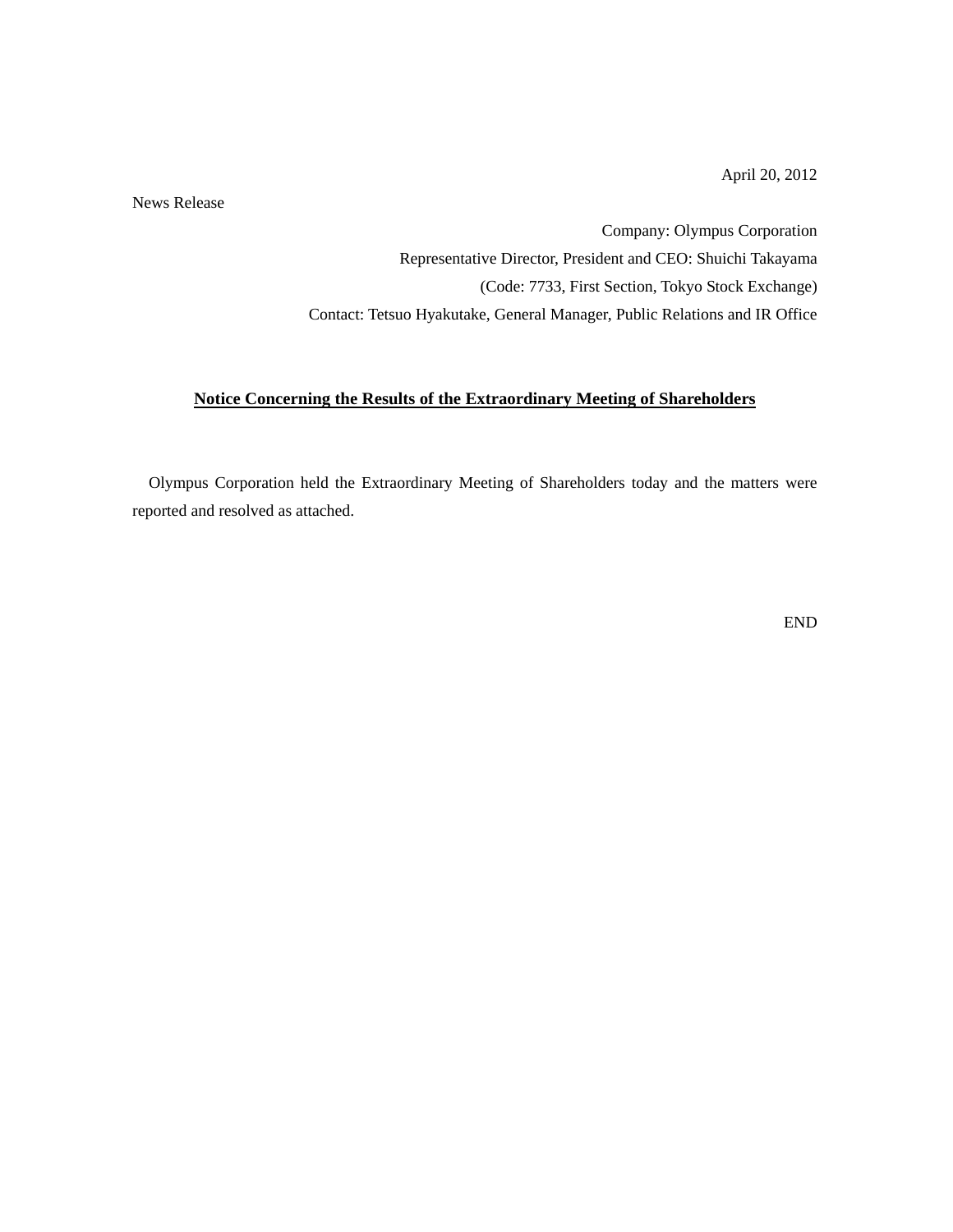April 20, 2012

News Release

Company: Olympus Corporation

Representative Director, President and CEO: Shuichi Takayama

(Code: 7733, First Section, Tokyo Stock Exchange)

Contact: Tetsuo Hyakutake, General Manager, Public Relations and IR Office

## **Notice Concerning the Results of the Extraordinary Meeting of Shareholders**

Olympus Corporation held the Extraordinary Meeting of Shareholders today and the matters were reported and resolved as attached.

END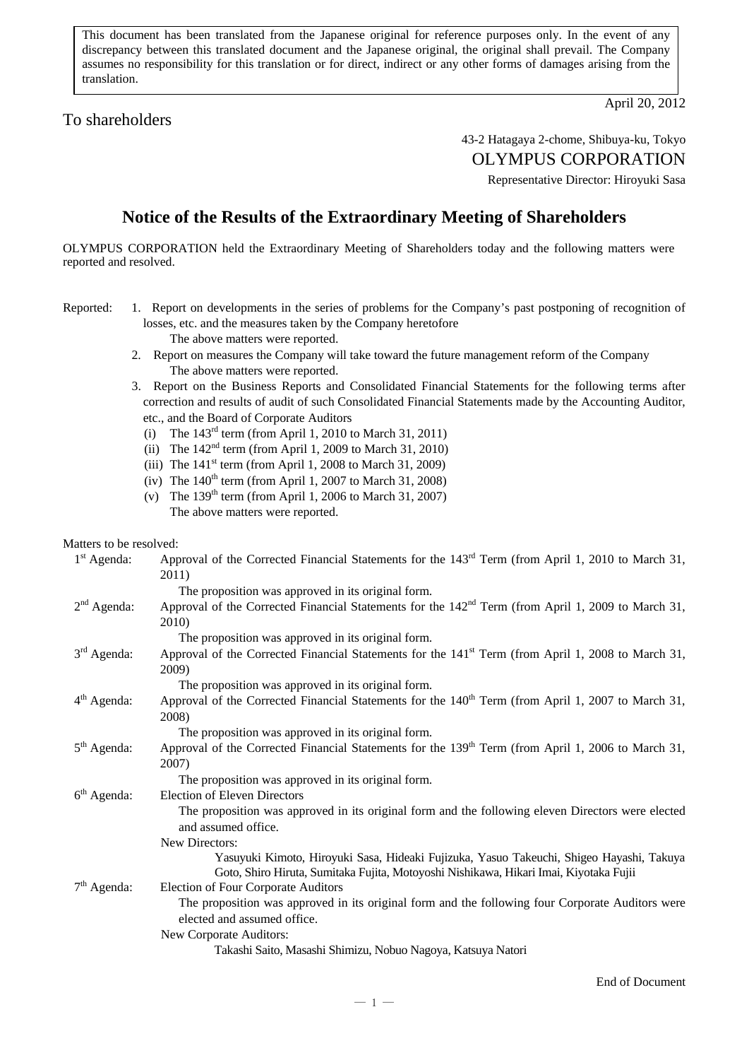This document has been translated from the Japanese original for reference purposes only. In the event of any discrepancy between this translated document and the Japanese original, the original shall prevail. The Company assumes no responsibility for this translation or for direct, indirect or any other forms of damages arising from the translation.

April 20, 2012

To shareholders

43-2 Hatagaya 2-chome, Shibuya-ku, Tokyo
OLYMPUS CORPORATION
Representative Director: Hiroyuki Sasa

# Notice of the Results of the Extraordinary Meeting of Shareholders

OLYMPUS CORPORATION held the Extraordinary Meeting of Shareholders today and the following matters were reported and resolved.

Reported:

1. Report on developments in the series of problems for the Company's past postponing of recognition of losses, etc. and the measures taken by the Company heretofore
   The above matters were reported.
2. Report on measures the Company will take toward the future management reform of the Company
   The above matters were reported.
3. Report on the Business Reports and Consolidated Financial Statements for the following terms after correction and results of audit of such Consolidated Financial Statements made by the Accounting Auditor, etc., and the Board of Corporate Auditors
   (i) The 143rd term (from April 1, 2010 to March 31, 2011)
   (ii) The 142nd term (from April 1, 2009 to March 31, 2010)
   (iii) The 141st term (from April 1, 2008 to March 31, 2009)
   (iv) The 140th term (from April 1, 2007 to March 31, 2008)
   (v) The 139th term (from April 1, 2006 to March 31, 2007)
   The above matters were reported.

Matters to be resolved:

1st Agenda: Approval of the Corrected Financial Statements for the 143rd Term (from April 1, 2010 to March 31, 2011)
The proposition was approved in its original form.

2nd Agenda: Approval of the Corrected Financial Statements for the 142nd Term (from April 1, 2009 to March 31, 2010)
The proposition was approved in its original form.

3rd Agenda: Approval of the Corrected Financial Statements for the 141st Term (from April 1, 2008 to March 31, 2009)
The proposition was approved in its original form.

4th Agenda: Approval of the Corrected Financial Statements for the 140th Term (from April 1, 2007 to March 31, 2008)
The proposition was approved in its original form.

5th Agenda: Approval of the Corrected Financial Statements for the 139th Term (from April 1, 2006 to March 31, 2007)
The proposition was approved in its original form.

6th Agenda: Election of Eleven Directors
The proposition was approved in its original form and the following eleven Directors were elected and assumed office.
New Directors:
Yasuyuki Kimoto, Hiroyuki Sasa, Hideaki Fujizuka, Yasuo Takeuchi, Shigeo Hayashi, Takuya Goto, Shiro Hiruta, Sumitaka Fujita, Motoyoshi Nishikawa, Hikari Imai, Kiyotaka Fujii

7th Agenda: Election of Four Corporate Auditors
The proposition was approved in its original form and the following four Corporate Auditors were elected and assumed office.
New Corporate Auditors:
Takashi Saito, Masashi Shimizu, Nobuo Nagoya, Katsuya Natori

End of Document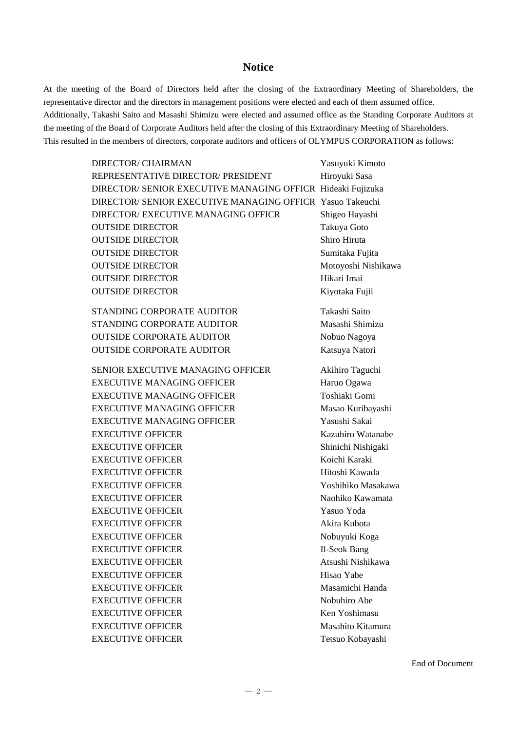# Notice

At the meeting of the Board of Directors held after the closing of the Extraordinary Meeting of Shareholders, the representative director and the directors in management positions were elected and each of them assumed office.

Additionally, Takashi Saito and Masashi Shimizu were elected and assumed office as the Standing Corporate Auditors at the meeting of the Board of Corporate Auditors held after the closing of this Extraordinary Meeting of Shareholders.

This resulted in the members of directors, corporate auditors and officers of OLYMPUS CORPORATION as follows:

| Position | Name |
|---|---|
| DIRECTOR/ CHAIRMAN | Yasuyuki Kimoto |
| REPRESENTATIVE DIRECTOR/ PRESIDENT | Hiroyuki Sasa |
| DIRECTOR/ SENIOR EXECUTIVE MANAGING OFFICR | Hideaki Fujizuka |
| DIRECTOR/ SENIOR EXECUTIVE MANAGING OFFICR | Yasuo Takeuchi |
| DIRECTOR/ EXECUTIVE MANAGING OFFICR | Shigeo Hayashi |
| OUTSIDE DIRECTOR | Takuya Goto |
| OUTSIDE DIRECTOR | Shiro Hiruta |
| OUTSIDE DIRECTOR | Sumitaka Fujita |
| OUTSIDE DIRECTOR | Motoyoshi Nishikawa |
| OUTSIDE DIRECTOR | Hikari Imai |
| OUTSIDE DIRECTOR | Kiyotaka Fujii |
| STANDING CORPORATE AUDITOR | Takashi Saito |
| STANDING CORPORATE AUDITOR | Masashi Shimizu |
| OUTSIDE CORPORATE AUDITOR | Nobuo Nagoya |
| OUTSIDE CORPORATE AUDITOR | Katsuya Natori |
| SENIOR EXECUTIVE MANAGING OFFICER | Akihiro Taguchi |
| EXECUTIVE MANAGING OFFICER | Haruo Ogawa |
| EXECUTIVE MANAGING OFFICER | Toshiaki Gomi |
| EXECUTIVE MANAGING OFFICER | Masao Kuribayashi |
| EXECUTIVE MANAGING OFFICER | Yasushi Sakai |
| EXECUTIVE OFFICER | Kazuhiro Watanabe |
| EXECUTIVE OFFICER | Shinichi Nishigaki |
| EXECUTIVE OFFICER | Koichi Karaki |
| EXECUTIVE OFFICER | Hitoshi Kawada |
| EXECUTIVE OFFICER | Yoshihiko Masakawa |
| EXECUTIVE OFFICER | Naohiko Kawamata |
| EXECUTIVE OFFICER | Yasuo Yoda |
| EXECUTIVE OFFICER | Akira Kubota |
| EXECUTIVE OFFICER | Nobuyuki Koga |
| EXECUTIVE OFFICER | Il-Seok Bang |
| EXECUTIVE OFFICER | Atsushi Nishikawa |
| EXECUTIVE OFFICER | Hisao Yabe |
| EXECUTIVE OFFICER | Masamichi Handa |
| EXECUTIVE OFFICER | Nobuhiro Abe |
| EXECUTIVE OFFICER | Ken Yoshimasu |
| EXECUTIVE OFFICER | Masahito Kitamura |
| EXECUTIVE OFFICER | Tetsuo Kobayashi |

End of Document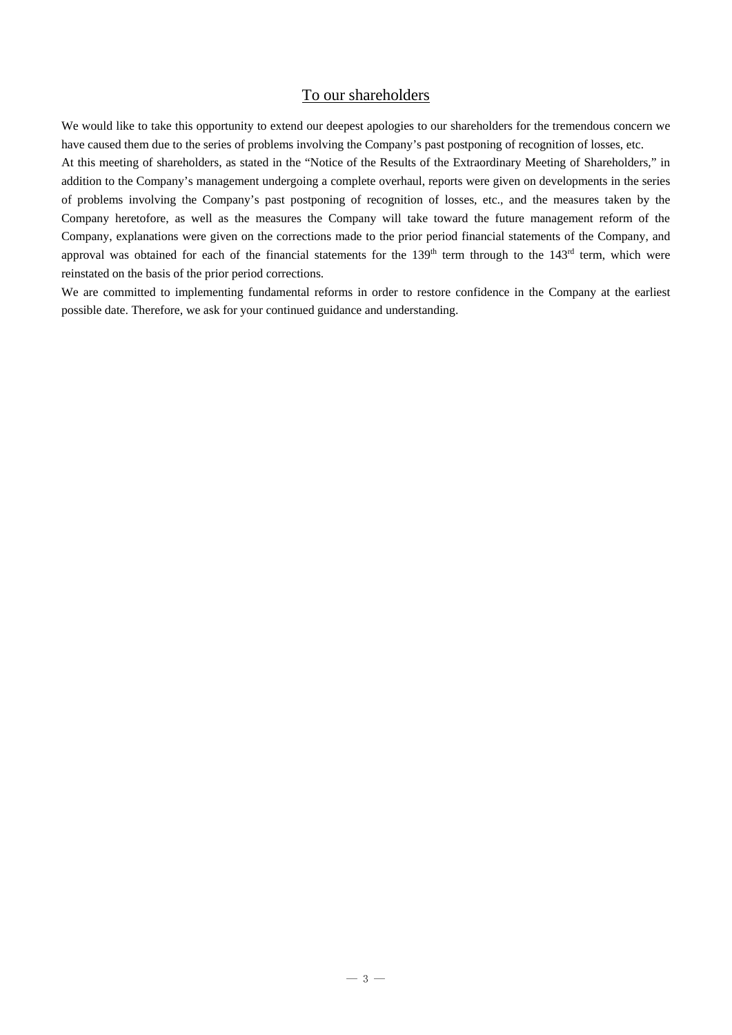# To our shareholders

We would like to take this opportunity to extend our deepest apologies to our shareholders for the tremendous concern we have caused them due to the series of problems involving the Company's past postponing of recognition of losses, etc.

At this meeting of shareholders, as stated in the "Notice of the Results of the Extraordinary Meeting of Shareholders," in addition to the Company's management undergoing a complete overhaul, reports were given on developments in the series of problems involving the Company's past postponing of recognition of losses, etc., and the measures taken by the Company heretofore, as well as the measures the Company will take toward the future management reform of the Company, explanations were given on the corrections made to the prior period financial statements of the Company, and approval was obtained for each of the financial statements for the 139th term through to the 143rd term, which were reinstated on the basis of the prior period corrections.

We are committed to implementing fundamental reforms in order to restore confidence in the Company at the earliest possible date. Therefore, we ask for your continued guidance and understanding.